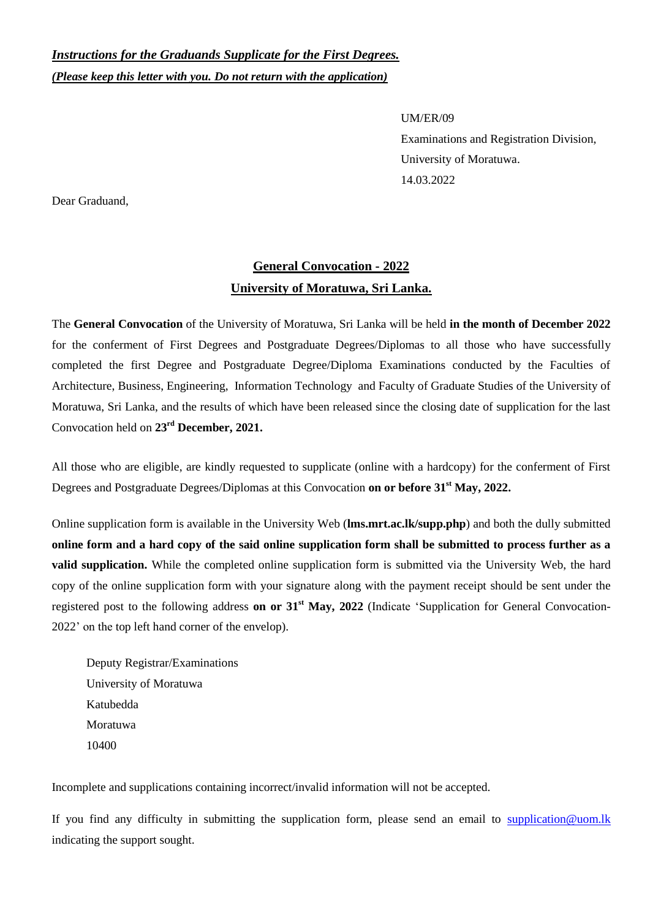***Instructions for the Graduands Supplicate for the First Degrees.***

***(Please keep this letter with you. Do not return with the application)***

UM/ER/09
Examinations and Registration Division,
University of Moratuwa.
14.03.2022

Dear Graduand,

## General Convocation - 2022
## University of Moratuwa, Sri Lanka.

The **General Convocation** of the University of Moratuwa, Sri Lanka will be held **in the month of December 2022** for the conferment of First Degrees and Postgraduate Degrees/Diplomas to all those who have successfully completed the first Degree and Postgraduate Degree/Diploma Examinations conducted by the Faculties of Architecture, Business, Engineering, Information Technology and Faculty of Graduate Studies of the University of Moratuwa, Sri Lanka, and the results of which have been released since the closing date of supplication for the last Convocation held on **23rd December, 2021.**

All those who are eligible, are kindly requested to supplicate (online with a hardcopy) for the conferment of First Degrees and Postgraduate Degrees/Diplomas at this Convocation **on or before 31st May, 2022.**

Online supplication form is available in the University Web (**lms.mrt.ac.lk/supp.php**) and both the dully submitted **online form and a hard copy of the said online supplication form shall be submitted to process further as a valid supplication.** While the completed online supplication form is submitted via the University Web, the hard copy of the online supplication form with your signature along with the payment receipt should be sent under the registered post to the following address **on or 31st May, 2022** (Indicate 'Supplication for General Convocation-2022' on the top left hand corner of the envelop).

Deputy Registrar/Examinations
University of Moratuwa
Katubedda
Moratuwa
10400

Incomplete and supplications containing incorrect/invalid information will not be accepted.

If you find any difficulty in submitting the supplication form, please send an email to supplication@uom.lk indicating the support sought.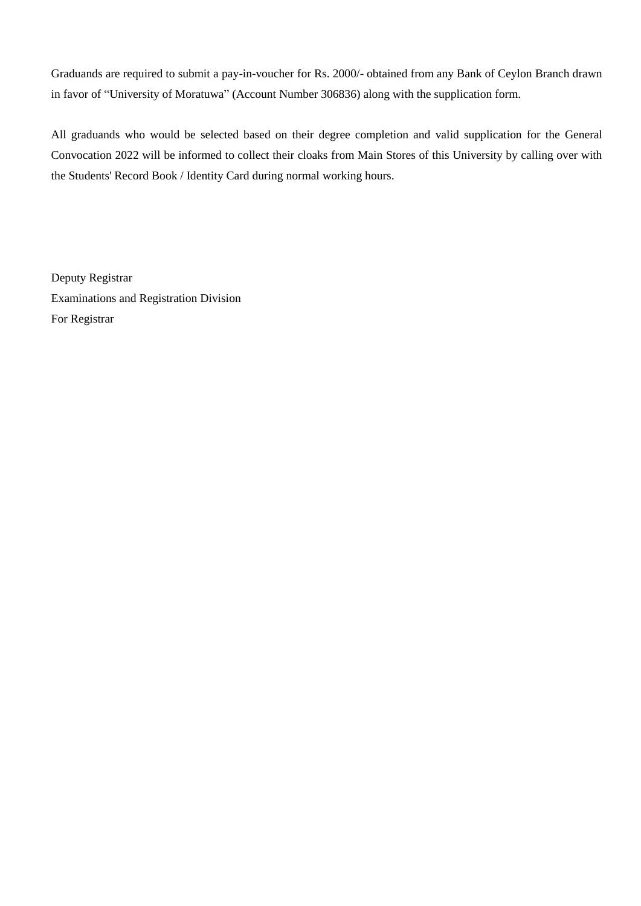Graduands are required to submit a pay-in-voucher for Rs. 2000/- obtained from any Bank of Ceylon Branch drawn in favor of “University of Moratuwa” (Account Number 306836) along with the supplication form.

All graduands who would be selected based on their degree completion and valid supplication for the General Convocation 2022 will be informed to collect their cloaks from Main Stores of this University by calling over with the Students' Record Book / Identity Card during normal working hours.

Deputy Registrar  
Examinations and Registration Division  
For Registrar